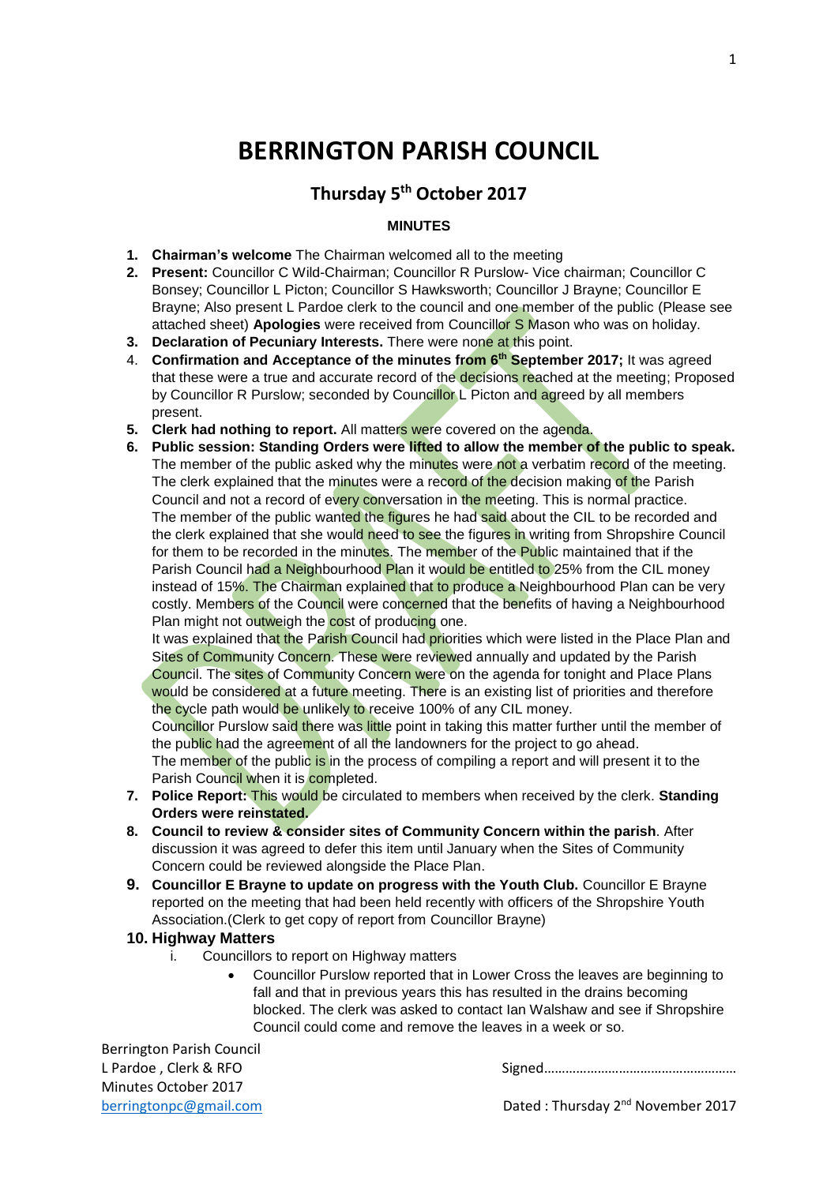# BERRINGTON PARISH COUNCIL

## Thursday 5th October 2017

### MINUTES

1. **Chairman's welcome** The Chairman welcomed all to the meeting
2. **Present:** Councillor C Wild-Chairman; Councillor R Purslow- Vice chairman; Councillor C Bonsey; Councillor L Picton; Councillor S Hawksworth; Councillor J Brayne; Councillor E Brayne; Also present L Pardoe clerk to the council and one member of the public (Please see attached sheet) **Apologies** were received from Councillor S Mason who was on holiday.
3. **Declaration of Pecuniary Interests.** There were none at this point.
4. **Confirmation and Acceptance of the minutes from 6th September 2017;** It was agreed that these were a true and accurate record of the decisions reached at the meeting; Proposed by Councillor R Purslow; seconded by Councillor L Picton and agreed by all members present.
5. **Clerk had nothing to report.** All matters were covered on the agenda.
6. **Public session: Standing Orders were lifted to allow the member of the public to speak.** The member of the public asked why the minutes were not a verbatim record of the meeting. The clerk explained that the minutes were a record of the decision making of the Parish Council and not a record of every conversation in the meeting. This is normal practice. The member of the public wanted the figures he had said about the CIL to be recorded and the clerk explained that she would need to see the figures in writing from Shropshire Council for them to be recorded in the minutes. The member of the Public maintained that if the Parish Council had a Neighbourhood Plan it would be entitled to 25% from the CIL money instead of 15%. The Chairman explained that to produce a Neighbourhood Plan can be very costly. Members of the Council were concerned that the benefits of having a Neighbourhood Plan might not outweigh the cost of producing one.
   It was explained that the Parish Council had priorities which were listed in the Place Plan and Sites of Community Concern. These were reviewed annually and updated by the Parish Council. The sites of Community Concern were on the agenda for tonight and Place Plans would be considered at a future meeting. There is an existing list of priorities and therefore the cycle path would be unlikely to receive 100% of any CIL money.
   Councillor Purslow said there was little point in taking this matter further until the member of the public had the agreement of all the landowners for the project to go ahead.
   The member of the public is in the process of compiling a report and will present it to the Parish Council when it is completed.
7. **Police Report:** This would be circulated to members when received by the clerk. **Standing Orders were reinstated.**
8. **Council to review & consider sites of Community Concern within the parish**. After discussion it was agreed to defer this item until January when the Sites of Community Concern could be reviewed alongside the Place Plan.
9. **Councillor E Brayne to update on progress with the Youth Club.** Councillor E Brayne reported on the meeting that had been held recently with officers of the Shropshire Youth Association.(Clerk to get copy of report from Councillor Brayne)
10. **Highway Matters**
    i. Councillors to report on Highway matters
       - Councillor Purslow reported that in Lower Cross the leaves are beginning to fall and that in previous years this has resulted in the drains becoming blocked. The clerk was asked to contact Ian Walshaw and see if Shropshire Council could come and remove the leaves in a week or so.

Berrington Parish Council
L Pardoe , Clerk & RFO
Minutes October 2017
berringtonpc@gmail.com

Signed………………………………………………

Dated : Thursday 2nd November 2017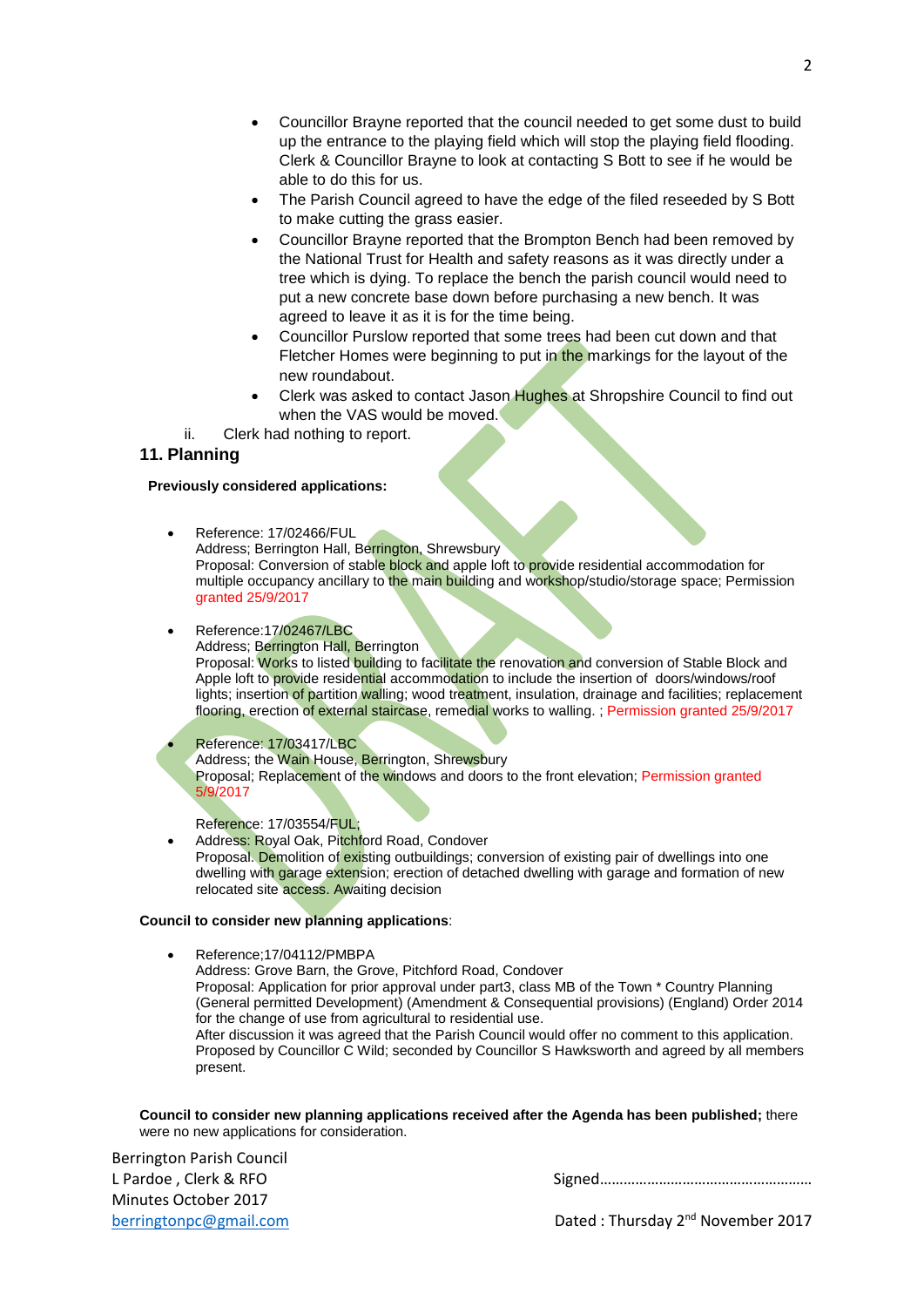- Councillor Brayne reported that the council needed to get some dust to build up the entrance to the playing field which will stop the playing field flooding. Clerk & Councillor Brayne to look at contacting S Bott to see if he would be able to do this for us.
- The Parish Council agreed to have the edge of the filed reseeded by S Bott to make cutting the grass easier.
- Councillor Brayne reported that the Brompton Bench had been removed by the National Trust for Health and safety reasons as it was directly under a tree which is dying. To replace the bench the parish council would need to put a new concrete base down before purchasing a new bench. It was agreed to leave it as it is for the time being.
- Councillor Purslow reported that some trees had been cut down and that Fletcher Homes were beginning to put in the markings for the layout of the new roundabout.
- Clerk was asked to contact Jason Hughes at Shropshire Council to find out when the VAS would be moved.

ii. Clerk had nothing to report.

## 11. Planning

**Previously considered applications:**

- Reference: 17/02466/FUL
  Address; Berrington Hall, Berrington, Shrewsbury
  Proposal: Conversion of stable block and apple loft to provide residential accommodation for multiple occupancy ancillary to the main building and workshop/studio/storage space; Permission granted 25/9/2017

- Reference:17/02467/LBC
  Address; Berrington Hall, Berrington
  Proposal: Works to listed building to facilitate the renovation and conversion of Stable Block and Apple loft to provide residential accommodation to include the insertion of doors/windows/roof lights; insertion of partition walling; wood treatment, insulation, drainage and facilities; replacement flooring, erection of external staircase, remedial works to walling. ; Permission granted 25/9/2017

- Reference: 17/03417/LBC
  Address; the Wain House, Berrington, Shrewsbury
  Proposal; Replacement of the windows and doors to the front elevation; Permission granted 5/9/2017

- Reference: 17/03554/FUL;
  Address: Royal Oak, Pitchford Road, Condover
  Proposal. Demolition of existing outbuildings; conversion of existing pair of dwellings into one dwelling with garage extension; erection of detached dwelling with garage and formation of new relocated site access. Awaiting decision

**Council to consider new planning applications**:

- Reference;17/04112/PMBPA
  Address: Grove Barn, the Grove, Pitchford Road, Condover
  Proposal: Application for prior approval under part3, class MB of the Town * Country Planning (General permitted Development) (Amendment & Consequential provisions) (England) Order 2014 for the change of use from agricultural to residential use.
  After discussion it was agreed that the Parish Council would offer no comment to this application. Proposed by Councillor C Wild; seconded by Councillor S Hawksworth and agreed by all members present.

**Council to consider new planning applications received after the Agenda has been published;** there were no new applications for consideration.

Berrington Parish Council
L Pardoe , Clerk & RFO
Minutes October 2017
berringtonpc@gmail.com

Signed……………………………………………

Dated : Thursday 2nd November 2017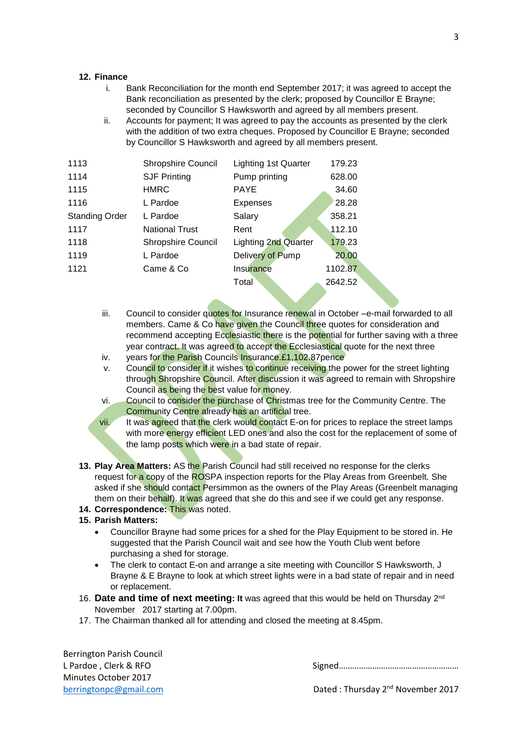**12. Finance**

i. Bank Reconciliation for the month end September 2017; it was agreed to accept the Bank reconciliation as presented by the clerk; proposed by Councillor E Brayne; seconded by Councillor S Hawksworth and agreed by all members present.

ii. Accounts for payment; It was agreed to pay the accounts as presented by the clerk with the addition of two extra cheques. Proposed by Councillor E Brayne; seconded by Councillor S Hawksworth and agreed by all members present.

| | | | |
|---|---|---|---|
| 1113 | Shropshire Council | Lighting 1st Quarter | 179.23 |
| 1114 | SJF Printing | Pump printing | 628.00 |
| 1115 | HMRC | PAYE | 34.60 |
| 1116 | L Pardoe | Expenses | 28.28 |
| Standing Order | L Pardoe | Salary | 358.21 |
| 1117 | National Trust | Rent | 112.10 |
| 1118 | Shropshire Council | Lighting 2nd Quarter | 179.23 |
| 1119 | L Pardoe | Delivery of Pump | 20.00 |
| 1121 | Came & Co | Insurance | 1102.87 |
| | | Total | 2642.52 |

iii. Council to consider quotes for Insurance renewal in October –e-mail forwarded to all members. Came & Co have given the Council three quotes for consideration and recommend accepting Ecclesiastic there is the potential for further saving with a three year contract. It was agreed to accept the Ecclesiastical quote for the next three

iv. years for the Parish Councils Insurance.£1,102.87pence

v. Council to consider if it wishes to continue receiving the power for the street lighting through Shropshire Council. After discussion it was agreed to remain with Shropshire Council as being the best value for money.

vi. Council to consider the purchase of Christmas tree for the Community Centre. The Community Centre already has an artificial tree.

vii. It was agreed that the clerk would contact E-on for prices to replace the street lamps with more energy efficient LED ones and also the cost for the replacement of some of the lamp posts which were in a bad state of repair.

**13. Play Area Matters:** AS the Parish Council had still received no response for the clerks request for a copy of the ROSPA inspection reports for the Play Areas from Greenbelt. She asked if she should contact Persimmon as the owners of the Play Areas (Greenbelt managing them on their behalf). It was agreed that she do this and see if we could get any response.

**14. Correspondence:** This was noted.

**15. Parish Matters:**

- Councillor Brayne had some prices for a shed for the Play Equipment to be stored in. He suggested that the Parish Council wait and see how the Youth Club went before purchasing a shed for storage.
- The clerk to contact E-on and arrange a site meeting with Councillor S Hawksworth, J Brayne & E Brayne to look at which street lights were in a bad state of repair and in need or replacement.

16. **Date and time of next meeting: It** was agreed that this would be held on Thursday 2nd November 2017 starting at 7.00pm.

17. The Chairman thanked all for attending and closed the meeting at 8.45pm.

Berrington Parish Council
L Pardoe , Clerk & RFO
Minutes October 2017
berringtonpc@gmail.com

Signed………………………………………………

Dated : Thursday 2nd November 2017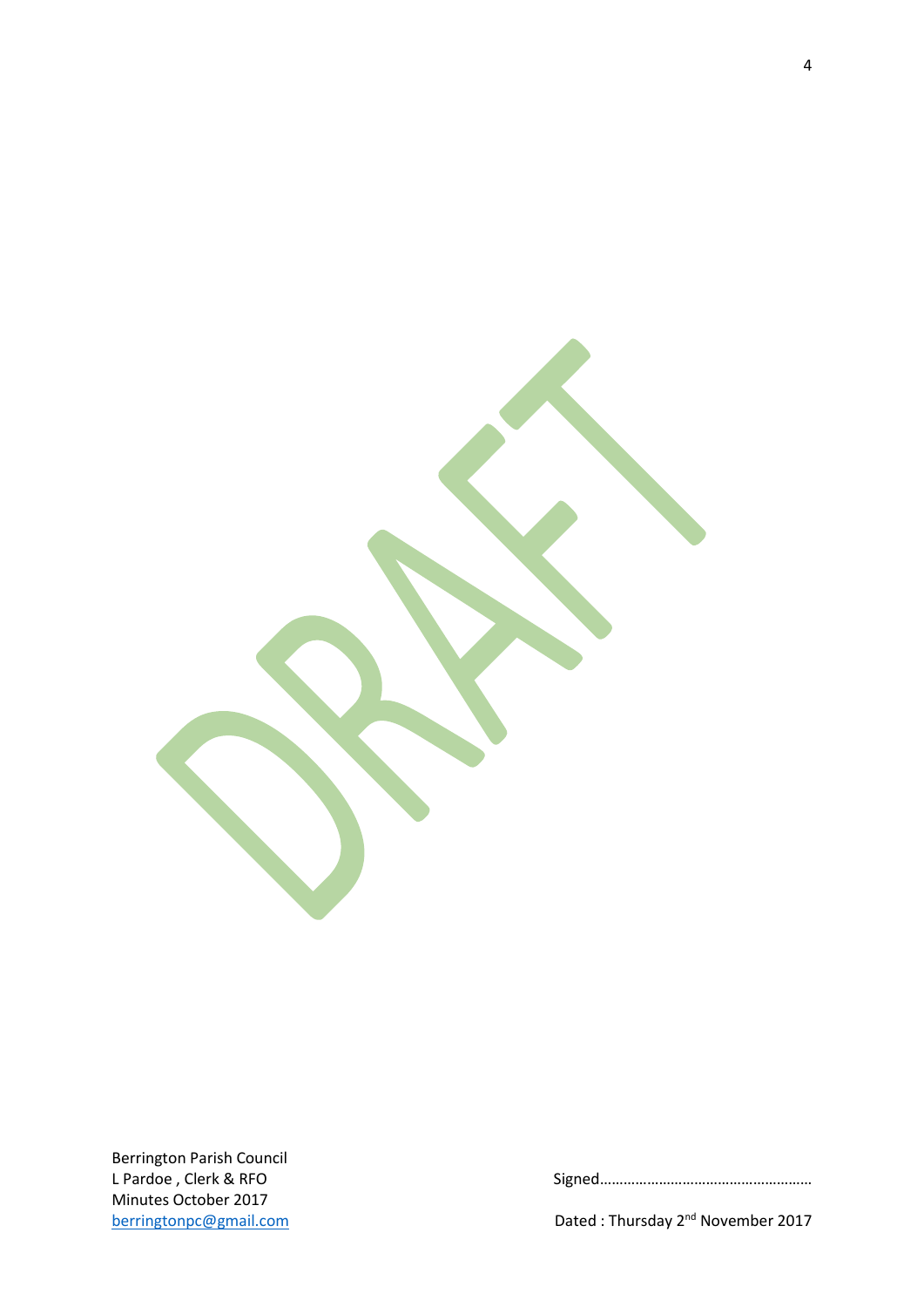DRAFT

Berrington Parish Council
L Pardoe , Clerk & RFO
Minutes October 2017
berringtonpc@gmail.com

Signed………………………………………………

Dated : Thursday 2nd November 2017